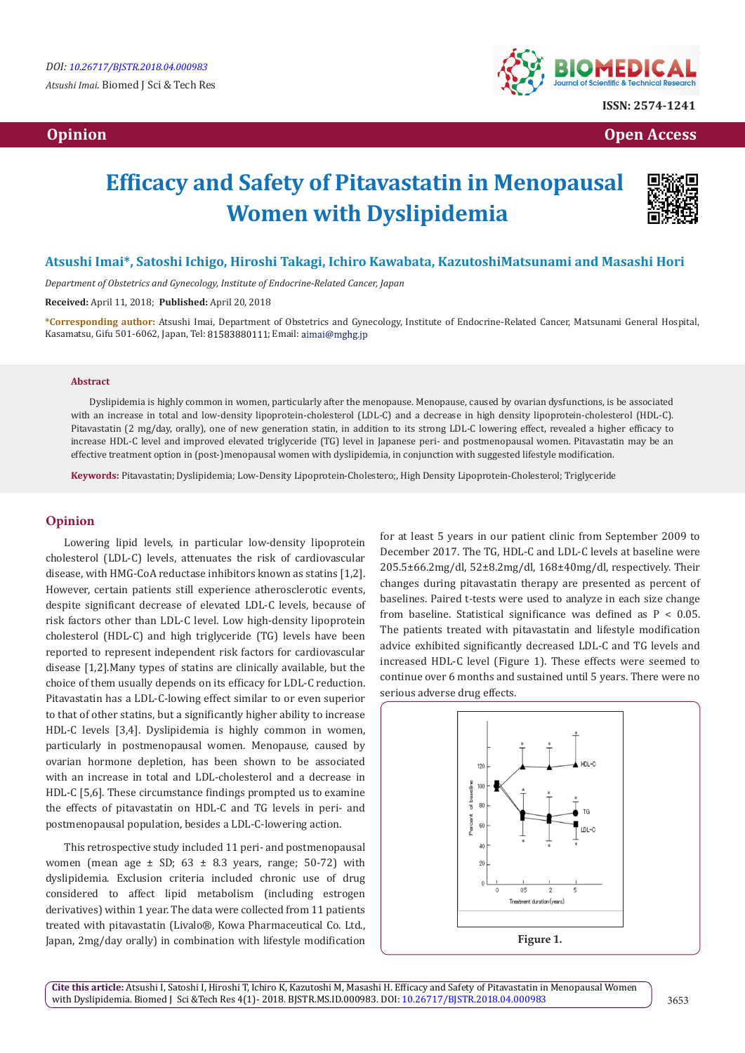# Efficacy and Safety of Pitavastatin in Menopausal Women with Dyslipidemia

**Atsushi Imai*, Satoshi Ichigo, Hiroshi Takagi, Ichiro Kawabata, KazutoshiMatsunami and Masashi Hori**

*Department of Obstetrics and Gynecology, Institute of Endocrine-Related Cancer, Japan*

**Received:** April 11, 2018; **Published:** April 20, 2018

***Corresponding author:** Atsushi Imai, Department of Obstetrics and Gynecology, Institute of Endocrine-Related Cancer, Matsunami General Hospital, Kasamatsu, Gifu 501-6062, Japan, Tel: 81583880111; Email: aimai@mghg.jp

### Abstract

Dyslipidemia is highly common in women, particularly after the menopause. Menopause, caused by ovarian dysfunctions, is be associated with an increase in total and low-density lipoprotein-cholesterol (LDL-C) and a decrease in high density lipoprotein-cholesterol (HDL-C). Pitavastatin (2 mg/day, orally), one of new generation statin, in addition to its strong LDL-C lowering effect, revealed a higher efficacy to increase HDL-C level and improved elevated triglyceride (TG) level in Japanese peri- and postmenopausal women. Pitavastatin may be an effective treatment option in (post-)menopausal women with dyslipidemia, in conjunction with suggested lifestyle modification.

**Keywords:** Pitavastatin; Dyslipidemia; Low-Density Lipoprotein-Cholestero;, High Density Lipoprotein-Cholesterol; Triglyceride

## Opinion

Lowering lipid levels, in particular low-density lipoprotein cholesterol (LDL-C) levels, attenuates the risk of cardiovascular disease, with HMG-CoA reductase inhibitors known as statins [1,2]. However, certain patients still experience atherosclerotic events, despite significant decrease of elevated LDL-C levels, because of risk factors other than LDL-C level. Low high-density lipoprotein cholesterol (HDL-C) and high triglyceride (TG) levels have been reported to represent independent risk factors for cardiovascular disease [1,2].Many types of statins are clinically available, but the choice of them usually depends on its efficacy for LDL-C reduction. Pitavastatin has a LDL-C-lowing effect similar to or even superior to that of other statins, but a significantly higher ability to increase HDL-C levels [3,4]. Dyslipidemia is highly common in women, particularly in postmenopausal women. Menopause, caused by ovarian hormone depletion, has been shown to be associated with an increase in total and LDL-cholesterol and a decrease in HDL-C [5,6]. These circumstance findings prompted us to examine the effects of pitavastatin on HDL-C and TG levels in peri- and postmenopausal population, besides a LDL-C-lowering action.

This retrospective study included 11 peri- and postmenopausal women (mean age ± SD; 63 ± 8.3 years, range; 50-72) with dyslipidemia. Exclusion criteria included chronic use of drug considered to affect lipid metabolism (including estrogen derivatives) within 1 year. The data were collected from 11 patients treated with pitavastatin (Livalo®, Kowa Pharmaceutical Co. Ltd., Japan, 2mg/day orally) in combination with lifestyle modification for at least 5 years in our patient clinic from September 2009 to December 2017. The TG, HDL-C and LDL-C levels at baseline were 205.5±66.2mg/dl, 52±8.2mg/dl, 168±40mg/dl, respectively. Their changes during pitavastatin therapy are presented as percent of baselines. Paired t-tests were used to analyze in each size change from baseline. Statistical significance was defined as $P < 0.05$. The patients treated with pitavastatin and lifestyle modification advice exhibited significantly decreased LDL-C and TG levels and increased HDL-C level (Figure 1). These effects were seemed to continue over 6 months and sustained until 5 years. There were no serious adverse drug effects.

Figure 1.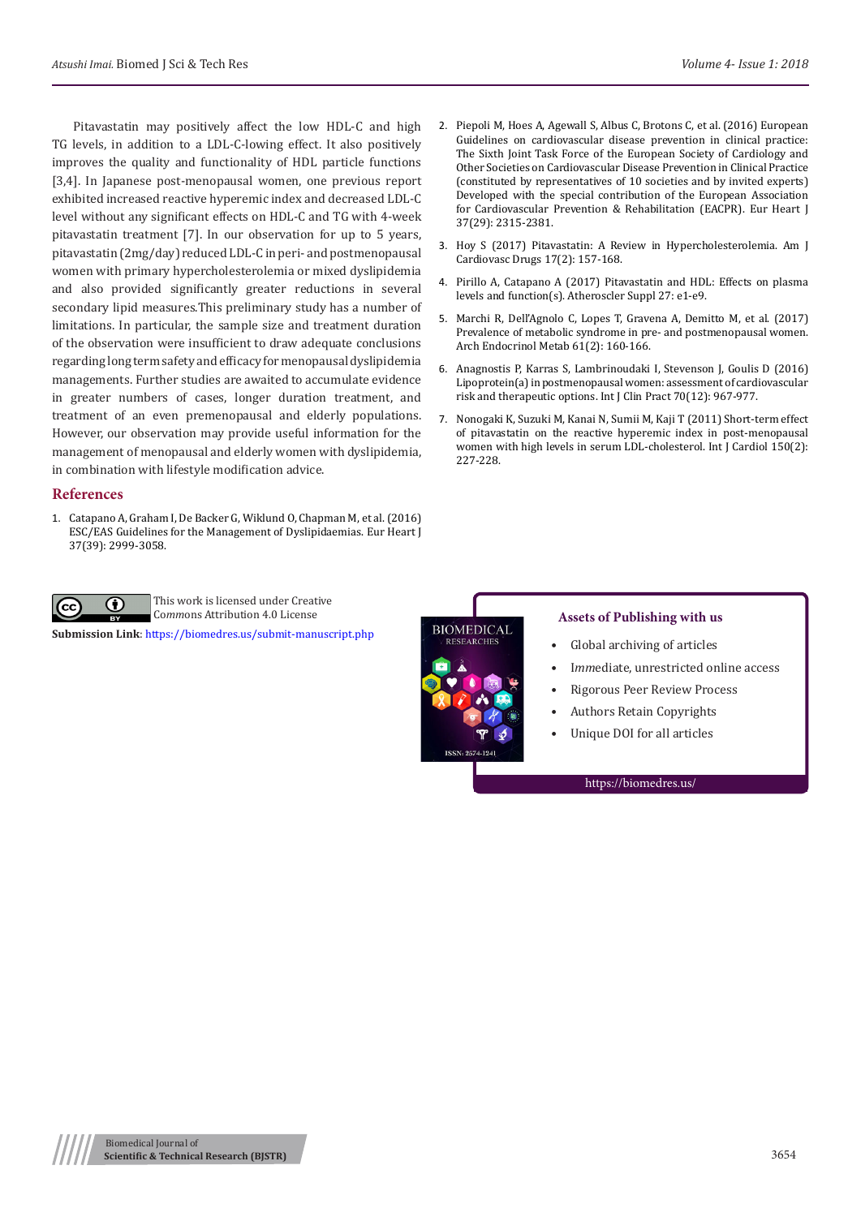Pitavastatin may positively affect the low HDL-C and high TG levels, in addition to a LDL-C-lowing effect. It also positively improves the quality and functionality of HDL particle functions [3,4]. In Japanese post-menopausal women, one previous report exhibited increased reactive hyperemic index and decreased LDL-C level without any significant effects on HDL-C and TG with 4-week pitavastatin treatment [7]. In our observation for up to 5 years, pitavastatin (2mg/day) reduced LDL-C in peri- and postmenopausal women with primary hypercholesterolemia or mixed dyslipidemia and also provided significantly greater reductions in several secondary lipid measures.This preliminary study has a number of limitations. In particular, the sample size and treatment duration of the observation were insufficient to draw adequate conclusions regarding long term safety and efficacy for menopausal dyslipidemia managements. Further studies are awaited to accumulate evidence in greater numbers of cases, longer duration treatment, and treatment of an even premenopausal and elderly populations. However, our observation may provide useful information for the management of menopausal and elderly women with dyslipidemia, in combination with lifestyle modification advice.

## References

1. Catapano A, Graham I, De Backer G, Wiklund O, Chapman M, et al. (2016) ESC/EAS Guidelines for the Management of Dyslipidaemias. Eur Heart J 37(39): 2999-3058.
2. Piepoli M, Hoes A, Agewall S, Albus C, Brotons C, et al. (2016) European Guidelines on cardiovascular disease prevention in clinical practice: The Sixth Joint Task Force of the European Society of Cardiology and Other Societies on Cardiovascular Disease Prevention in Clinical Practice (constituted by representatives of 10 societies and by invited experts) Developed with the special contribution of the European Association for Cardiovascular Prevention & Rehabilitation (EACPR). Eur Heart J 37(29): 2315-2381.
3. Hoy S (2017) Pitavastatin: A Review in Hypercholesterolemia. Am J Cardiovasc Drugs 17(2): 157-168.
4. Pirillo A, Catapano A (2017) Pitavastatin and HDL: Effects on plasma levels and function(s). Atheroscler Suppl 27: e1-e9.
5. Marchi R, Dell'Agnolo C, Lopes T, Gravena A, Demitto M, et al. (2017) Prevalence of metabolic syndrome in pre- and postmenopausal women. Arch Endocrinol Metab 61(2): 160-166.
6. Anagnostis P, Karras S, Lambrinoudaki I, Stevenson J, Goulis D (2016) Lipoprotein(a) in postmenopausal women: assessment of cardiovascular risk and therapeutic options. Int J Clin Pract 70(12): 967-977.
7. Nonogaki K, Suzuki M, Kanai N, Sumii M, Kaji T (2011) Short-term effect of pitavastatin on the reactive hyperemic index in post-menopausal women with high levels in serum LDL-cholesterol. Int J Cardiol 150(2): 227-228.

This work is licensed under Creative Commons Attribution 4.0 License

**Submission Link**: https://biomedres.us/submit-manuscript.php

**Assets of Publishing with us**

- Global archiving of articles
- Immediate, unrestricted online access
- Rigorous Peer Review Process
- Authors Retain Copyrights
- Unique DOI for all articles

https://biomedres.us/